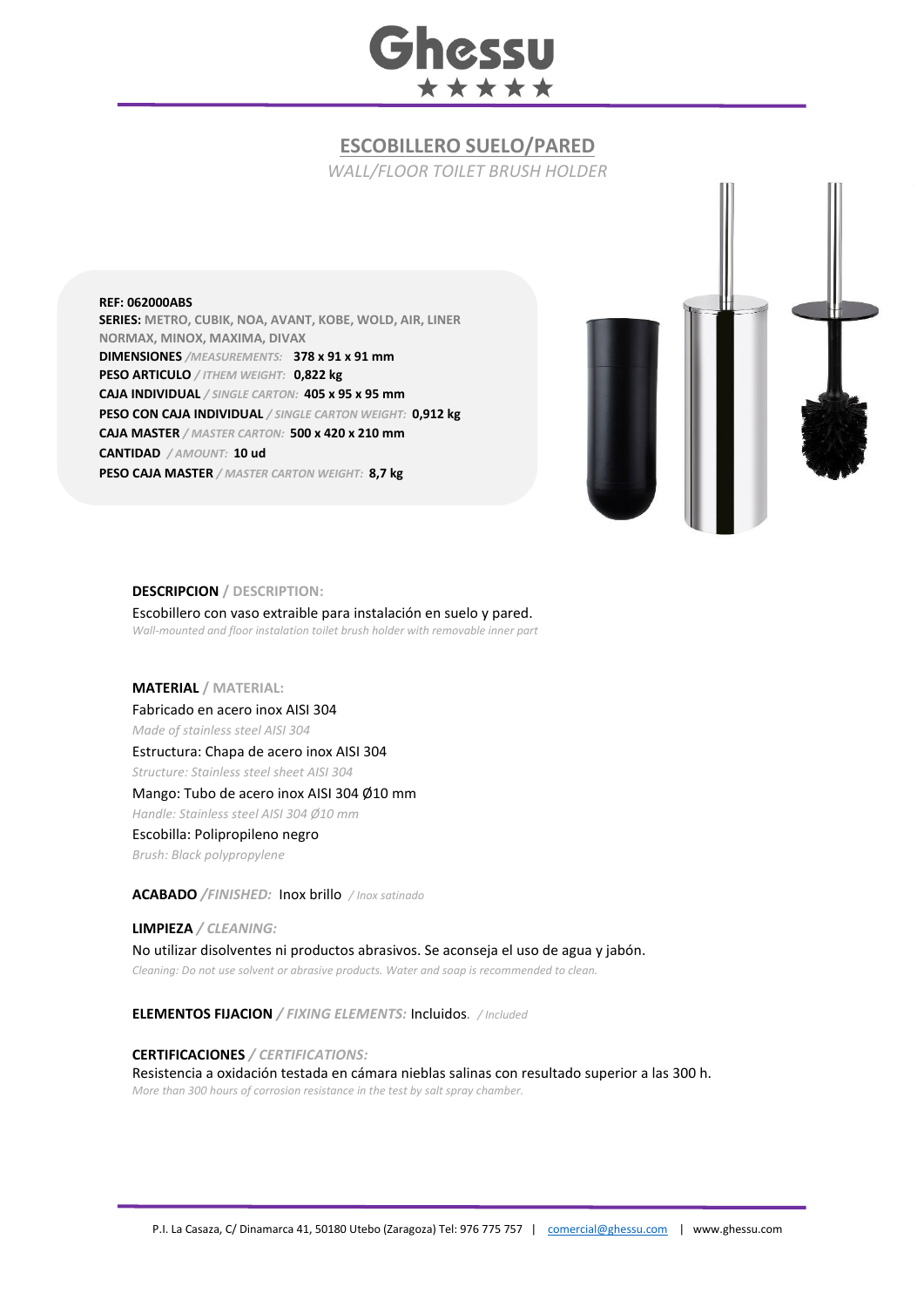# ESCOBILLERO SUELO/PARED

*WALL/FLOOR TOILET BRUSH HOLDER*

**REF: 062000ABS**
**SERIES:** METRO, CUBIK, NOA, AVANT, KOBE, WOLD, AIR, LINER NORMAX, MINOX, MAXIMA, DIVAX
**DIMENSIONES** */MEASUREMENTS:* **378 x 91 x 91 mm**
**PESO ARTICULO** */ ITHEM WEIGHT:* **0,822 kg**
**CAJA INDIVIDUAL** */ SINGLE CARTON:* **405 x 95 x 95 mm**
**PESO CON CAJA INDIVIDUAL** */ SINGLE CARTON WEIGHT:* **0,912 kg**
**CAJA MASTER** */ MASTER CARTON:* **500 x 420 x 210 mm**
**CANTIDAD** */ AMOUNT:* **10 ud**
**PESO CAJA MASTER** */ MASTER CARTON WEIGHT:* **8,7 kg**

**DESCRIPCION** / **DESCRIPTION:**

Escobillero con vaso extraible para instalación en suelo y pared.
*Wall-mounted and floor instalation toilet brush holder with removable inner part*

**MATERIAL** / **MATERIAL:**

Fabricado en acero inox AISI 304
*Made of stainless steel AISI 304*
Estructura: Chapa de acero inox AISI 304
*Structure: Stainless steel sheet AISI 304*
Mango: Tubo de acero inox AISI 304 Ø10 mm
*Handle: Stainless steel AISI 304 Ø10 mm*
Escobilla: Polipropileno negro
*Brush: Black polypropylene*

**ACABADO** */FINISHED:* Inox brillo */ Inox satinado*

**LIMPIEZA** */ CLEANING:*

No utilizar disolventes ni productos abrasivos. Se aconseja el uso de agua y jabón.
*Cleaning: Do not use solvent or abrasive products. Water and soap is recommended to clean.*

**ELEMENTOS FIJACION** */ FIXING ELEMENTS:* Incluidos. */ Included*

**CERTIFICACIONES** */ CERTIFICATIONS:*

Resistencia a oxidación testada en cámara nieblas salinas con resultado superior a las 300 h.
*More than 300 hours of corrosion resistance in the test by salt spray chamber.*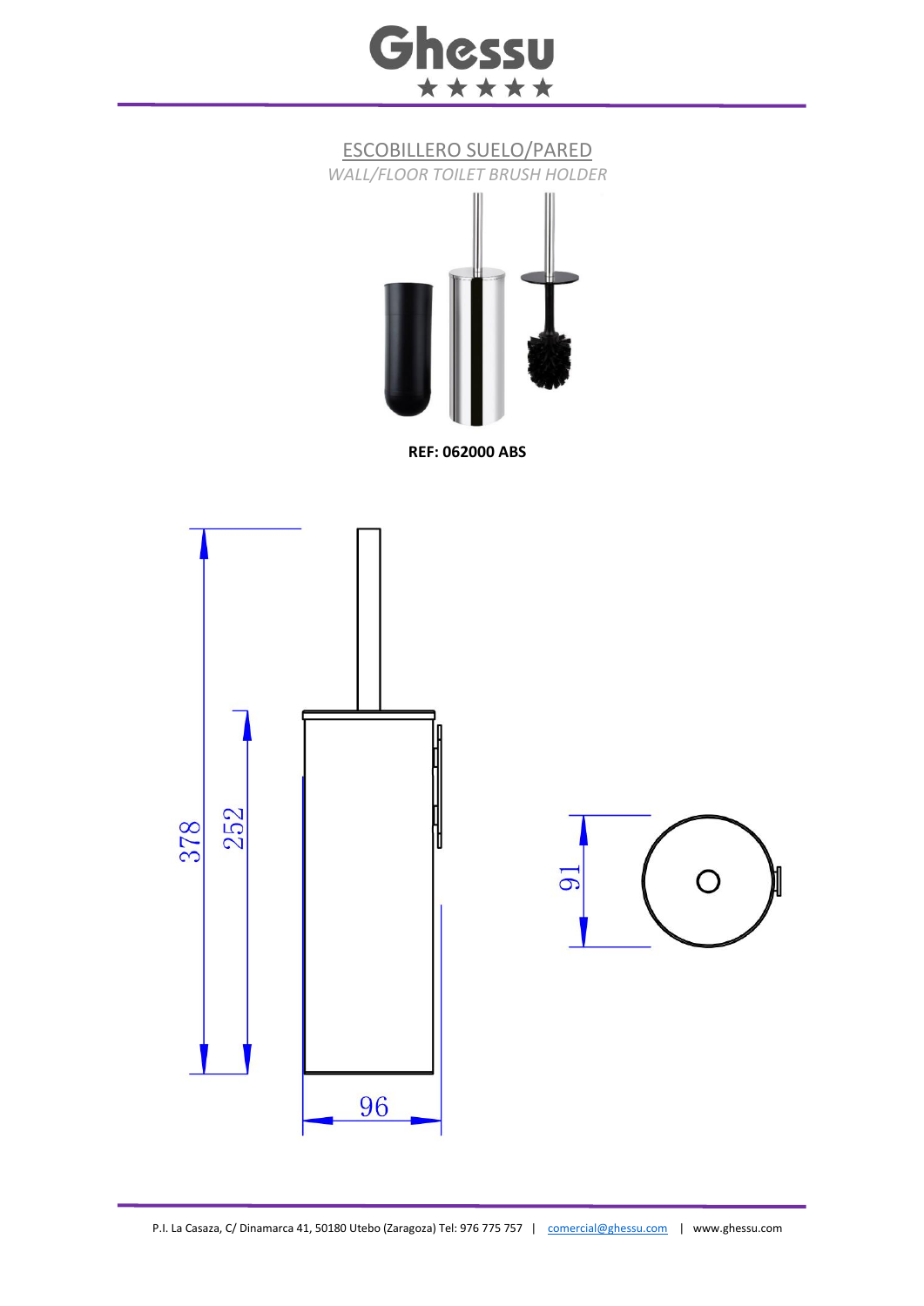ESCOBILLERO SUELO/PARED

*WALL/FLOOR TOILET BRUSH HOLDER*

**REF: 062000 ABS**

378

252

96

91